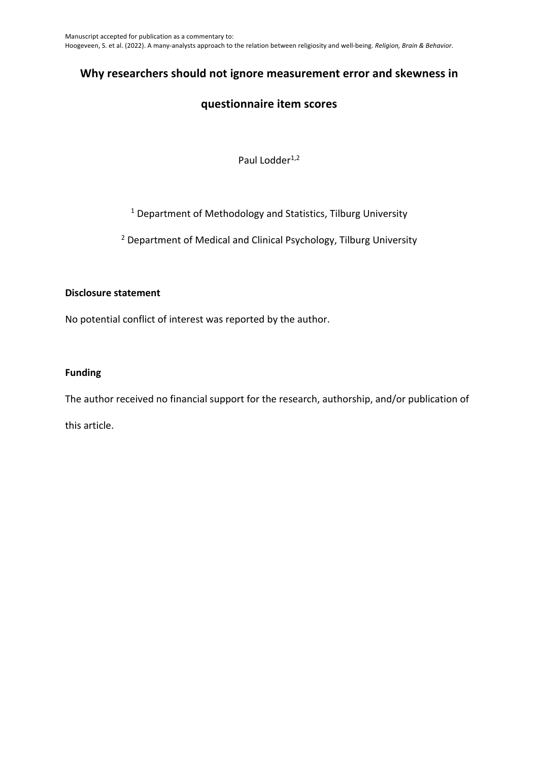Manuscript accepted for publication as a commentary to:
Hoogeveen, S. et al. (2022). A many-analysts approach to the relation between religiosity and well-being. *Religion, Brain & Behavior*.

# Why researchers should not ignore measurement error and skewness in questionnaire item scores

Paul Lodder[1,2]

[1] Department of Methodology and Statistics, Tilburg University

[2] Department of Medical and Clinical Psychology, Tilburg University

**Disclosure statement**

No potential conflict of interest was reported by the author.

**Funding**

The author received no financial support for the research, authorship, and/or publication of this article.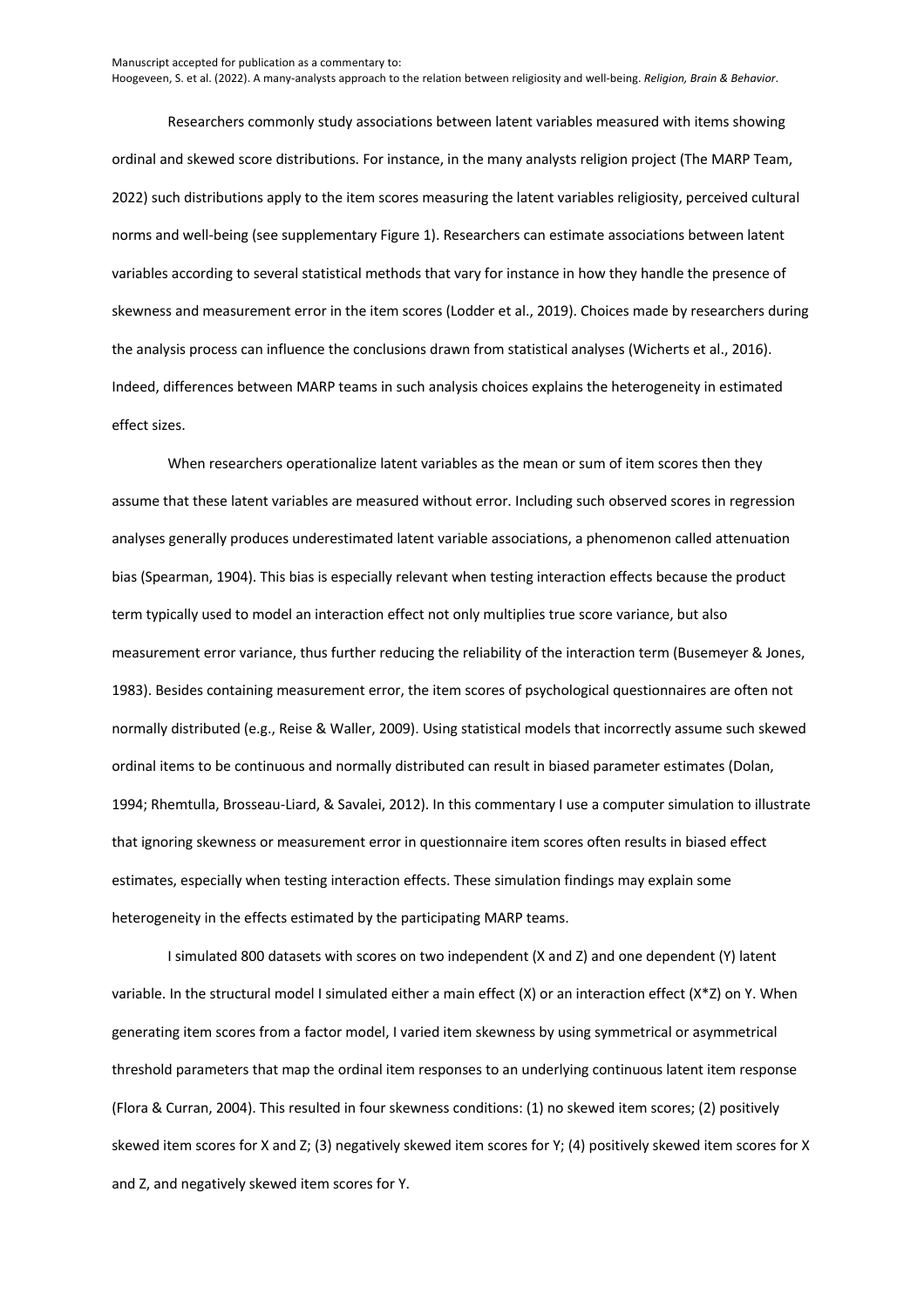Researchers commonly study associations between latent variables measured with items showing ordinal and skewed score distributions. For instance, in the many analysts religion project (The MARP Team, 2022) such distributions apply to the item scores measuring the latent variables religiosity, perceived cultural norms and well-being (see supplementary Figure 1). Researchers can estimate associations between latent variables according to several statistical methods that vary for instance in how they handle the presence of skewness and measurement error in the item scores (Lodder et al., 2019). Choices made by researchers during the analysis process can influence the conclusions drawn from statistical analyses (Wicherts et al., 2016). Indeed, differences between MARP teams in such analysis choices explains the heterogeneity in estimated effect sizes.

When researchers operationalize latent variables as the mean or sum of item scores then they assume that these latent variables are measured without error. Including such observed scores in regression analyses generally produces underestimated latent variable associations, a phenomenon called attenuation bias (Spearman, 1904). This bias is especially relevant when testing interaction effects because the product term typically used to model an interaction effect not only multiplies true score variance, but also measurement error variance, thus further reducing the reliability of the interaction term (Busemeyer & Jones, 1983). Besides containing measurement error, the item scores of psychological questionnaires are often not normally distributed (e.g., Reise & Waller, 2009). Using statistical models that incorrectly assume such skewed ordinal items to be continuous and normally distributed can result in biased parameter estimates (Dolan, 1994; Rhemtulla, Brosseau-Liard, & Savalei, 2012). In this commentary I use a computer simulation to illustrate that ignoring skewness or measurement error in questionnaire item scores often results in biased effect estimates, especially when testing interaction effects. These simulation findings may explain some heterogeneity in the effects estimated by the participating MARP teams.

I simulated 800 datasets with scores on two independent (X and Z) and one dependent (Y) latent variable. In the structural model I simulated either a main effect (X) or an interaction effect (X*Z) on Y. When generating item scores from a factor model, I varied item skewness by using symmetrical or asymmetrical threshold parameters that map the ordinal item responses to an underlying continuous latent item response (Flora & Curran, 2004). This resulted in four skewness conditions: (1) no skewed item scores; (2) positively skewed item scores for X and Z; (3) negatively skewed item scores for Y; (4) positively skewed item scores for X and Z, and negatively skewed item scores for Y.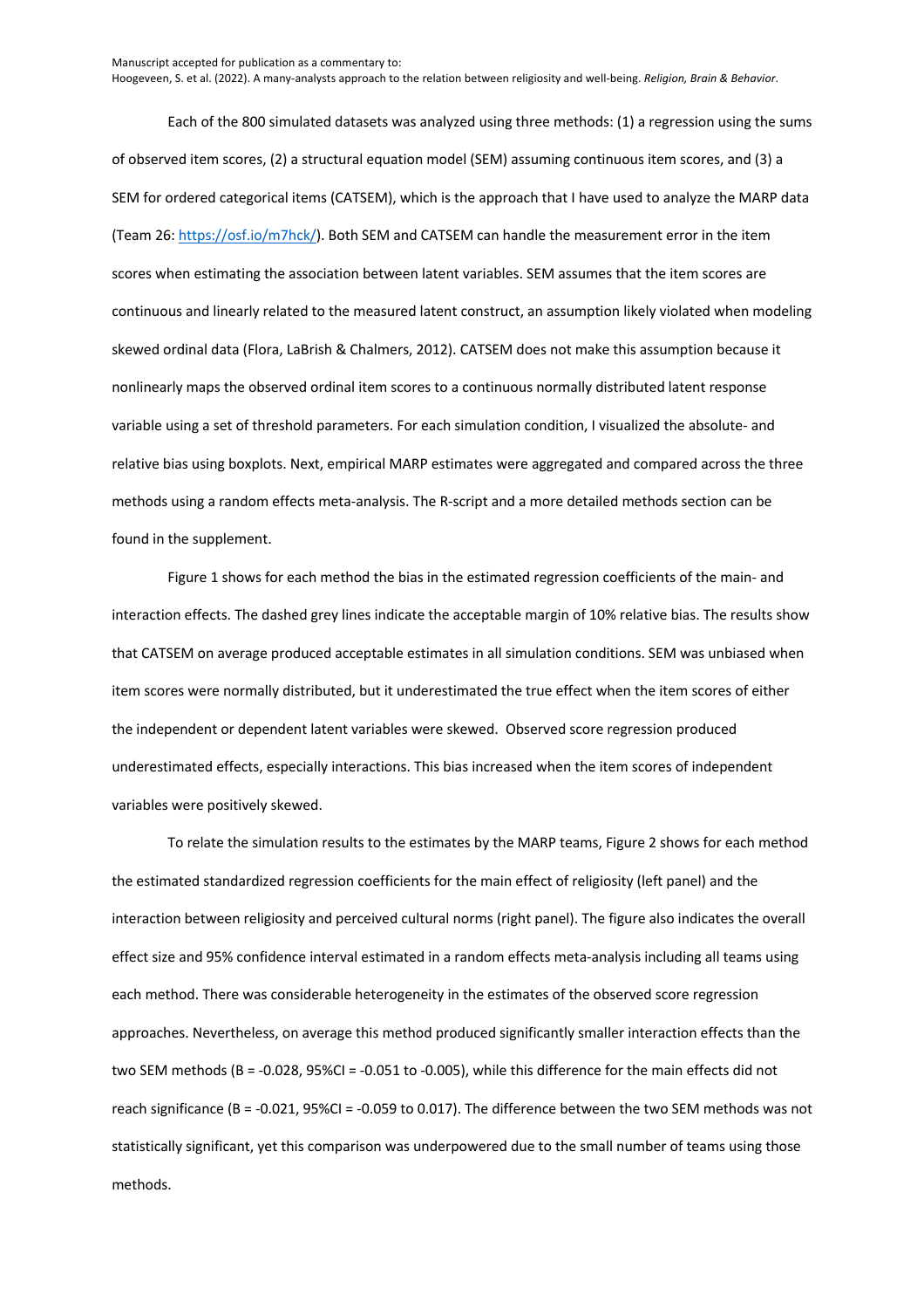Each of the 800 simulated datasets was analyzed using three methods: (1) a regression using the sums of observed item scores, (2) a structural equation model (SEM) assuming continuous item scores, and (3) a SEM for ordered categorical items (CATSEM), which is the approach that I have used to analyze the MARP data (Team 26: https://osf.io/m7hck/). Both SEM and CATSEM can handle the measurement error in the item scores when estimating the association between latent variables. SEM assumes that the item scores are continuous and linearly related to the measured latent construct, an assumption likely violated when modeling skewed ordinal data (Flora, LaBrish & Chalmers, 2012). CATSEM does not make this assumption because it nonlinearly maps the observed ordinal item scores to a continuous normally distributed latent response variable using a set of threshold parameters. For each simulation condition, I visualized the absolute- and relative bias using boxplots. Next, empirical MARP estimates were aggregated and compared across the three methods using a random effects meta-analysis. The R-script and a more detailed methods section can be found in the supplement.

Figure 1 shows for each method the bias in the estimated regression coefficients of the main- and interaction effects. The dashed grey lines indicate the acceptable margin of 10% relative bias. The results show that CATSEM on average produced acceptable estimates in all simulation conditions. SEM was unbiased when item scores were normally distributed, but it underestimated the true effect when the item scores of either the independent or dependent latent variables were skewed. Observed score regression produced underestimated effects, especially interactions. This bias increased when the item scores of independent variables were positively skewed.

To relate the simulation results to the estimates by the MARP teams, Figure 2 shows for each method the estimated standardized regression coefficients for the main effect of religiosity (left panel) and the interaction between religiosity and perceived cultural norms (right panel). The figure also indicates the overall effect size and 95% confidence interval estimated in a random effects meta-analysis including all teams using each method. There was considerable heterogeneity in the estimates of the observed score regression approaches. Nevertheless, on average this method produced significantly smaller interaction effects than the two SEM methods ($B = -0.028$, 95%CI = -0.051 to -0.005), while this difference for the main effects did not reach significance ($B = -0.021$, 95%CI = -0.059 to 0.017). The difference between the two SEM methods was not statistically significant, yet this comparison was underpowered due to the small number of teams using those methods.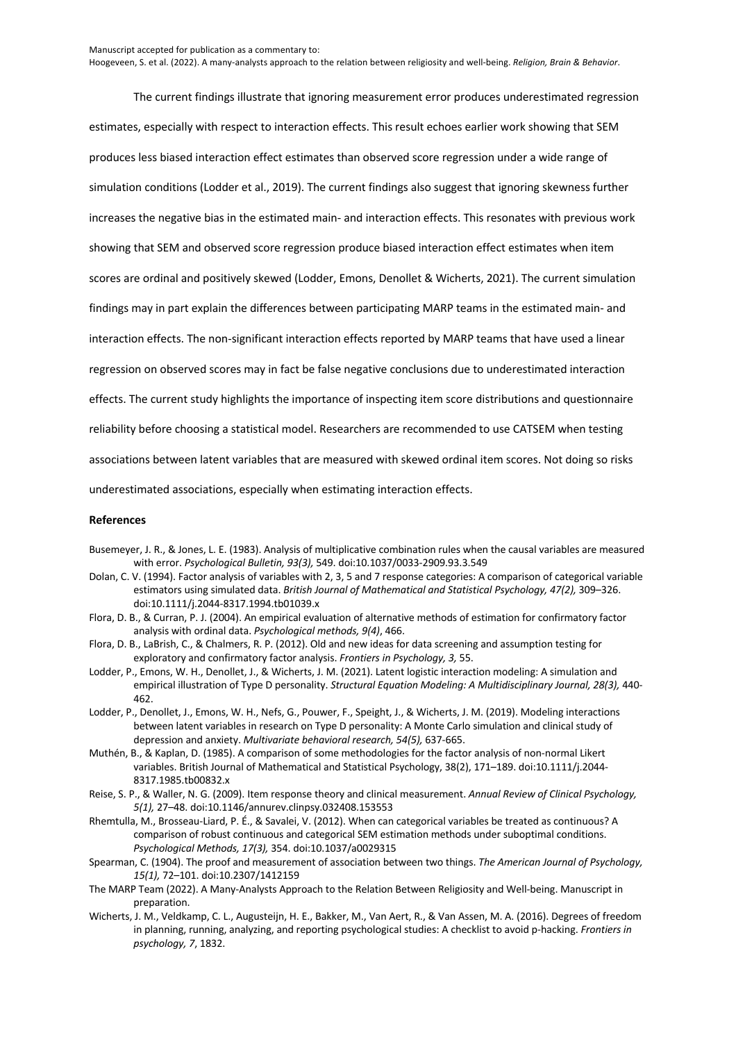The current findings illustrate that ignoring measurement error produces underestimated regression estimates, especially with respect to interaction effects. This result echoes earlier work showing that SEM produces less biased interaction effect estimates than observed score regression under a wide range of simulation conditions (Lodder et al., 2019). The current findings also suggest that ignoring skewness further increases the negative bias in the estimated main- and interaction effects. This resonates with previous work showing that SEM and observed score regression produce biased interaction effect estimates when item scores are ordinal and positively skewed (Lodder, Emons, Denollet & Wicherts, 2021). The current simulation findings may in part explain the differences between participating MARP teams in the estimated main- and interaction effects. The non-significant interaction effects reported by MARP teams that have used a linear regression on observed scores may in fact be false negative conclusions due to underestimated interaction effects. The current study highlights the importance of inspecting item score distributions and questionnaire reliability before choosing a statistical model. Researchers are recommended to use CATSEM when testing associations between latent variables that are measured with skewed ordinal item scores. Not doing so risks underestimated associations, especially when estimating interaction effects.

## References

Busemeyer, J. R., & Jones, L. E. (1983). Analysis of multiplicative combination rules when the causal variables are measured with error. *Psychological Bulletin, 93(3),* 549. doi:10.1037/0033-2909.93.3.549

Dolan, C. V. (1994). Factor analysis of variables with 2, 3, 5 and 7 response categories: A comparison of categorical variable estimators using simulated data. *British Journal of Mathematical and Statistical Psychology, 47(2),* 309–326. doi:10.1111/j.2044-8317.1994.tb01039.x

Flora, D. B., & Curran, P. J. (2004). An empirical evaluation of alternative methods of estimation for confirmatory factor analysis with ordinal data. *Psychological methods, 9(4)*, 466.

Flora, D. B., LaBrish, C., & Chalmers, R. P. (2012). Old and new ideas for data screening and assumption testing for exploratory and confirmatory factor analysis. *Frontiers in Psychology, 3,* 55.

Lodder, P., Emons, W. H., Denollet, J., & Wicherts, J. M. (2021). Latent logistic interaction modeling: A simulation and empirical illustration of Type D personality. *Structural Equation Modeling: A Multidisciplinary Journal, 28(3),* 440-462.

Lodder, P., Denollet, J., Emons, W. H., Nefs, G., Pouwer, F., Speight, J., & Wicherts, J. M. (2019). Modeling interactions between latent variables in research on Type D personality: A Monte Carlo simulation and clinical study of depression and anxiety. *Multivariate behavioral research, 54(5),* 637-665.

Muthén, B., & Kaplan, D. (1985). A comparison of some methodologies for the factor analysis of non-normal Likert variables. British Journal of Mathematical and Statistical Psychology, 38(2), 171–189. doi:10.1111/j.2044-8317.1985.tb00832.x

Reise, S. P., & Waller, N. G. (2009). Item response theory and clinical measurement. *Annual Review of Clinical Psychology, 5(1),* 27–48. doi:10.1146/annurev.clinpsy.032408.153553

Rhemtulla, M., Brosseau-Liard, P. É., & Savalei, V. (2012). When can categorical variables be treated as continuous? A comparison of robust continuous and categorical SEM estimation methods under suboptimal conditions. *Psychological Methods, 17(3),* 354. doi:10.1037/a0029315

Spearman, C. (1904). The proof and measurement of association between two things. *The American Journal of Psychology, 15(1),* 72–101. doi:10.2307/1412159

The MARP Team (2022). A Many-Analysts Approach to the Relation Between Religiosity and Well-being. Manuscript in preparation.

Wicherts, J. M., Veldkamp, C. L., Augusteijn, H. E., Bakker, M., Van Aert, R., & Van Assen, M. A. (2016). Degrees of freedom in planning, running, analyzing, and reporting psychological studies: A checklist to avoid p-hacking. *Frontiers in psychology, 7*, 1832.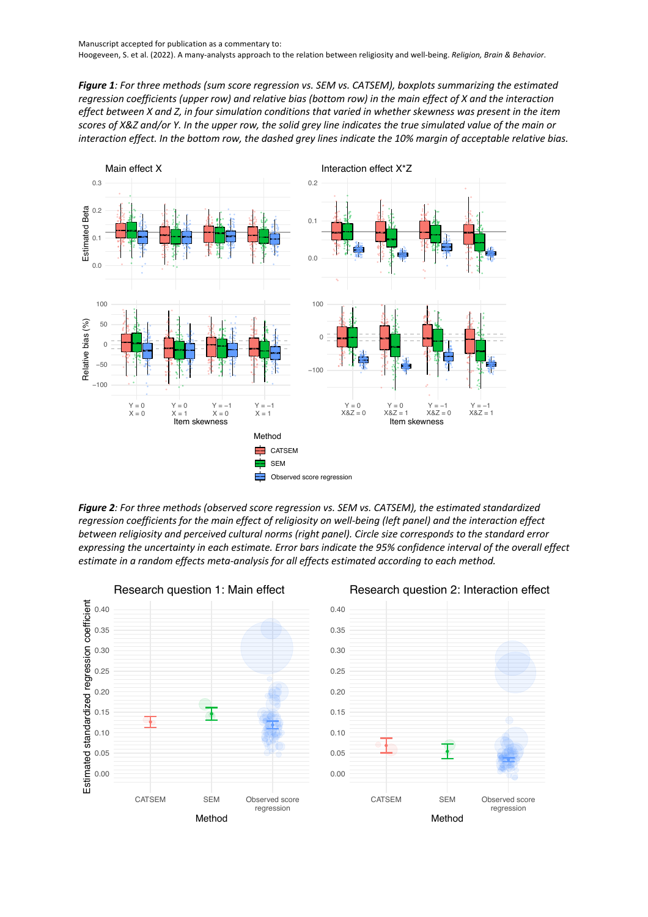Manuscript accepted for publication as a commentary to:
Hoogeveen, S. et al. (2022). A many-analysts approach to the relation between religiosity and well-being. *Religion, Brain & Behavior.*

***Figure 1**: For three methods (sum score regression vs. SEM vs. CATSEM), boxplots summarizing the estimated regression coefficients (upper row) and relative bias (bottom row) in the main effect of X and the interaction effect between X and Z, in four simulation conditions that varied in whether skewness was present in the item scores of X&Z and/or Y. In the upper row, the solid grey line indicates the true simulated value of the main or interaction effect. In the bottom row, the dashed grey lines indicate the 10% margin of acceptable relative bias.*

Main effect X

Interaction effect X*Z

Estimated Beta

0.3
0.2
0.1
0.0

0.2
0.1
0.0

Relative bias (%)

100
50
0
−50
−100

100
0
−100

Y = 0
X = 0

Y = 0
X = 1

Y = −1
X = 0

Y = −1
X = 1

Item skewness

Y = 0
X&Z = 0

Y = 0
X&Z = 1

Y = −1
X&Z = 0

Y = −1
X&Z = 1

Item skewness

Method
CATSEM
SEM
Observed score regression

***Figure 2**: For three methods (observed score regression vs. SEM vs. CATSEM), the estimated standardized regression coefficients for the main effect of religiosity on well-being (left panel) and the interaction effect between religiosity and perceived cultural norms (right panel). Circle size corresponds to the standard error expressing the uncertainty in each estimate. Error bars indicate the 95% confidence interval of the overall effect estimate in a random effects meta-analysis for all effects estimated according to each method.*

Research question 1: Main effect

Research question 2: Interaction effect

Estimated standardized regression coefficient

0.40
0.35
0.30
0.25
0.20
0.15
0.10
0.05
0.00

CATSEM
SEM
Observed score regression

Method